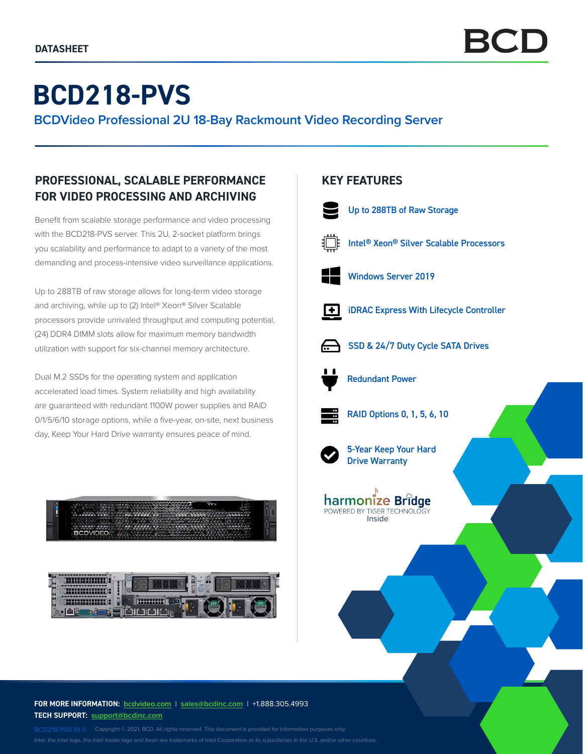DATASHEET

BCD

# BCD218-PVS

## BCDVideo Professional 2U 18-Bay Rackmount Video Recording Server

### PROFESSIONAL, SCALABLE PERFORMANCE FOR VIDEO PROCESSING AND ARCHIVING

Benefit from scalable storage performance and video processing with the BCD218-PVS server. This 2U, 2-socket platform brings you scalability and performance to adapt to a variety of the most demanding and process-intensive video surveillance applications.

Up to 288TB of raw storage allows for long-term video storage and archiving, while up to (2) Intel® Xeon® Silver Scalable processors provide unrivaled throughput and computing potential. (24) DDR4 DIMM slots allow for maximum memory bandwidth utilization with support for six-channel memory architecture.

Dual M.2 SSDs for the operating system and application accelerated load times. System reliability and high availability are guaranteed with redundant 1100W power supplies and RAID 0/1/5/6/10 storage options, while a five-year, on-site, next business day, Keep Your Hard Drive warranty ensures peace of mind.

### KEY FEATURES

- Up to 288TB of Raw Storage
- Intel® Xeon® Silver Scalable Processors
- Windows Server 2019
- iDRAC Express With Lifecycle Controller
- SSD & 24/7 Duty Cycle SATA Drives
- Redundant Power
- RAID Options 0, 1, 5, 6, 10
- 5-Year Keep Your Hard Drive Warranty

harmonize Bridge
POWERED BY TIGER TECHNOLOGY
Inside

**FOR MORE INFORMATION:** bcdvideo.com | sales@bcdinc.com | +1.888.305.4993
**TECH SUPPORT:** support@bcdinc.com

BCD218-PVS R1.0 Copyright © 2021, BCD. All rights reserved. This document is provided for information purposes only.
Intel, the Intel logo, the Intel Inside logo and Xeon are trademarks of Intel Corporation or its subsidiaries in the U.S. and/or other countries.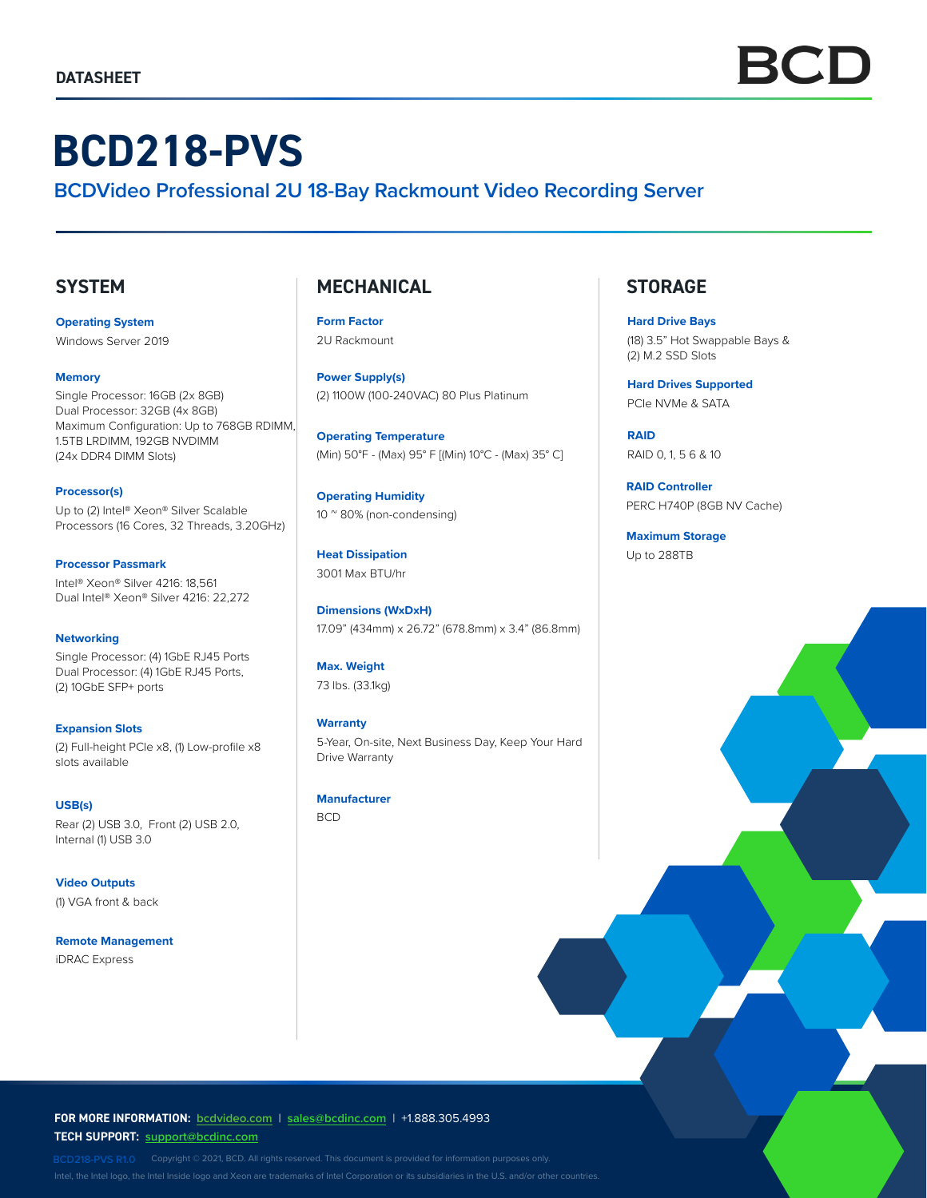DATASHEET

# BCD218-PVS

## BCDVideo Professional 2U 18-Bay Rackmount Video Recording Server

## SYSTEM

**Operating System**
Windows Server 2019

**Memory**
Single Processor: 16GB (2x 8GB)
Dual Processor: 32GB (4x 8GB)
Maximum Configuration: Up to 768GB RDIMM, 1.5TB LRDIMM, 192GB NVDIMM (24x DDR4 DIMM Slots)

**Processor(s)**
Up to (2) Intel® Xeon® Silver Scalable Processors (16 Cores, 32 Threads, 3.20GHz)

**Processor Passmark**
Intel® Xeon® Silver 4216: 18,561
Dual Intel® Xeon® Silver 4216: 22,272

**Networking**
Single Processor: (4) 1GbE RJ45 Ports
Dual Processor: (4) 1GbE RJ45 Ports, (2) 10GbE SFP+ ports

**Expansion Slots**
(2) Full-height PCIe x8, (1) Low-profile x8 slots available

**USB(s)**
Rear (2) USB 3.0, Front (2) USB 2.0, Internal (1) USB 3.0

**Video Outputs**
(1) VGA front & back

**Remote Management**
iDRAC Express

## MECHANICAL

**Form Factor**
2U Rackmount

**Power Supply(s)**
(2) 1100W (100-240VAC) 80 Plus Platinum

**Operating Temperature**
(Min) 50°F - (Max) 95° F [(Min) 10°C - (Max) 35° C]

**Operating Humidity**
10 ~ 80% (non-condensing)

**Heat Dissipation**
3001 Max BTU/hr

**Dimensions (WxDxH)**
17.09" (434mm) x 26.72" (678.8mm) x 3.4" (86.8mm)

**Max. Weight**
73 lbs. (33.1kg)

**Warranty**
5-Year, On-site, Next Business Day, Keep Your Hard Drive Warranty

**Manufacturer**
BCD

## STORAGE

**Hard Drive Bays**
(18) 3.5" Hot Swappable Bays & (2) M.2 SSD Slots

**Hard Drives Supported**
PCIe NVMe & SATA

**RAID**
RAID 0, 1, 5 6 & 10

**RAID Controller**
PERC H740P (8GB NV Cache)

**Maximum Storage**
Up to 288TB

**FOR MORE INFORMATION:** bcdvideo.com | sales@bcdinc.com | +1.888.305.4993
**TECH SUPPORT:** support@bcdinc.com

BCD218-PVS R1.0 Copyright © 2021, BCD. All rights reserved. This document is provided for information purposes only.
Intel, the Intel logo, the Intel Inside logo and Xeon are trademarks of Intel Corporation or its subsidiaries in the U.S. and/or other countries.